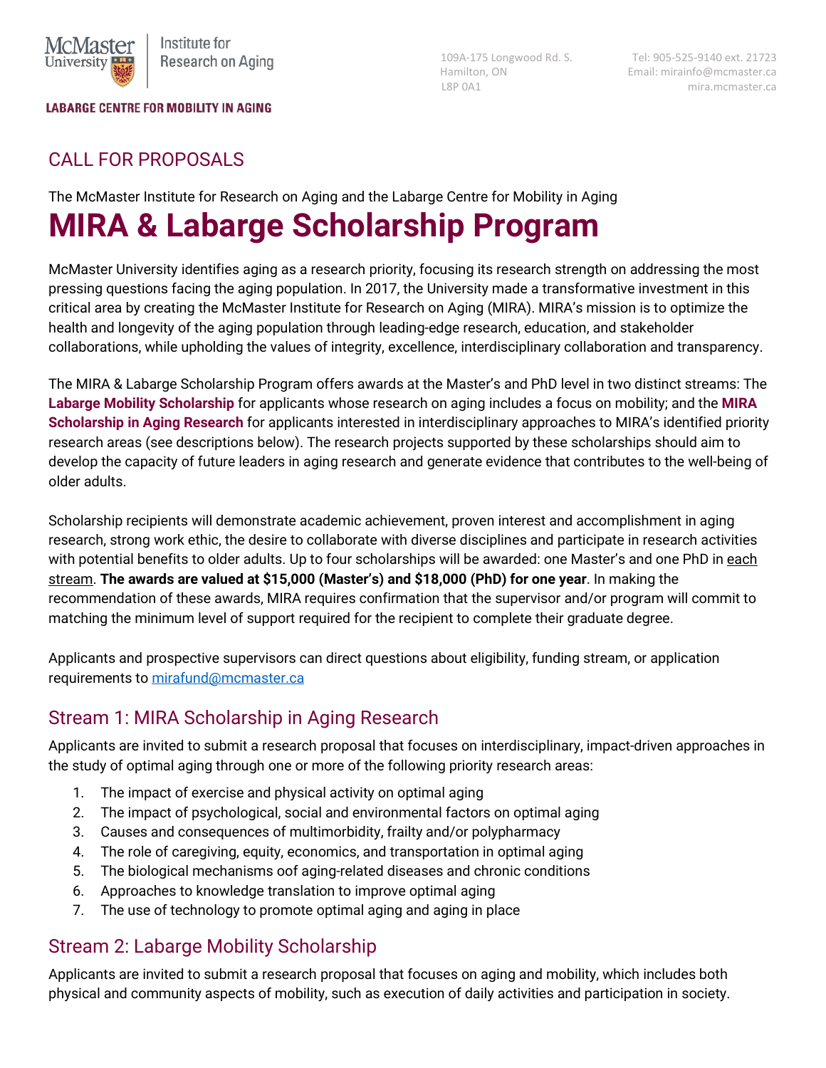McMaster University | Institute for Research on Aging

LABARGE CENTRE FOR MOBILITY IN AGING

109A-175 Longwood Rd. S.
Hamilton, ON
L8P 0A1

Tel: 905-525-9140 ext. 21723
Email: mirainfo@mcmaster.ca
mira.mcmaster.ca

## CALL FOR PROPOSALS

The McMaster Institute for Research on Aging and the Labarge Centre for Mobility in Aging

# MIRA & Labarge Scholarship Program

McMaster University identifies aging as a research priority, focusing its research strength on addressing the most pressing questions facing the aging population. In 2017, the University made a transformative investment in this critical area by creating the McMaster Institute for Research on Aging (MIRA). MIRA's mission is to optimize the health and longevity of the aging population through leading-edge research, education, and stakeholder collaborations, while upholding the values of integrity, excellence, interdisciplinary collaboration and transparency.

The MIRA & Labarge Scholarship Program offers awards at the Master's and PhD level in two distinct streams: The **Labarge Mobility Scholarship** for applicants whose research on aging includes a focus on mobility; and the **MIRA Scholarship in Aging Research** for applicants interested in interdisciplinary approaches to MIRA's identified priority research areas (see descriptions below). The research projects supported by these scholarships should aim to develop the capacity of future leaders in aging research and generate evidence that contributes to the well-being of older adults.

Scholarship recipients will demonstrate academic achievement, proven interest and accomplishment in aging research, strong work ethic, the desire to collaborate with diverse disciplines and participate in research activities with potential benefits to older adults. Up to four scholarships will be awarded: one Master's and one PhD in each stream. **The awards are valued at $15,000 (Master's) and $18,000 (PhD) for one year**. In making the recommendation of these awards, MIRA requires confirmation that the supervisor and/or program will commit to matching the minimum level of support required for the recipient to complete their graduate degree.

Applicants and prospective supervisors can direct questions about eligibility, funding stream, or application requirements to mirafund@mcmaster.ca

## Stream 1: MIRA Scholarship in Aging Research

Applicants are invited to submit a research proposal that focuses on interdisciplinary, impact-driven approaches in the study of optimal aging through one or more of the following priority research areas:

1. The impact of exercise and physical activity on optimal aging
2. The impact of psychological, social and environmental factors on optimal aging
3. Causes and consequences of multimorbidity, frailty and/or polypharmacy
4. The role of caregiving, equity, economics, and transportation in optimal aging
5. The biological mechanisms oof aging-related diseases and chronic conditions
6. Approaches to knowledge translation to improve optimal aging
7. The use of technology to promote optimal aging and aging in place

## Stream 2: Labarge Mobility Scholarship

Applicants are invited to submit a research proposal that focuses on aging and mobility, which includes both physical and community aspects of mobility, such as execution of daily activities and participation in society.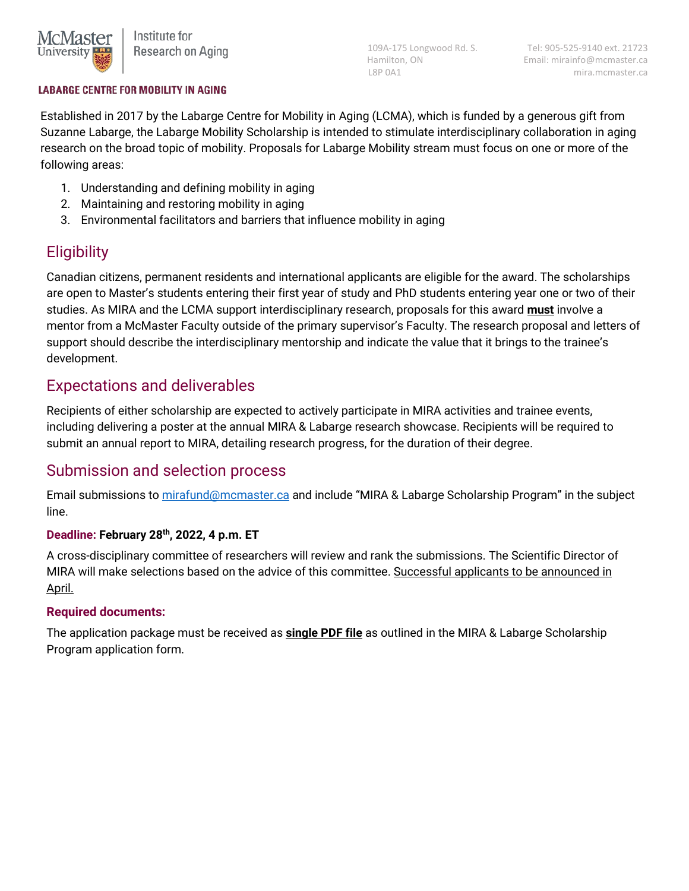Established in 2017 by the Labarge Centre for Mobility in Aging (LCMA), which is funded by a generous gift from Suzanne Labarge, the Labarge Mobility Scholarship is intended to stimulate interdisciplinary collaboration in aging research on the broad topic of mobility. Proposals for Labarge Mobility stream must focus on one or more of the following areas:

1. Understanding and defining mobility in aging
2. Maintaining and restoring mobility in aging
3. Environmental facilitators and barriers that influence mobility in aging

## Eligibility

Canadian citizens, permanent residents and international applicants are eligible for the award. The scholarships are open to Master's students entering their first year of study and PhD students entering year one or two of their studies. As MIRA and the LCMA support interdisciplinary research, proposals for this award **must** involve a mentor from a McMaster Faculty outside of the primary supervisor's Faculty. The research proposal and letters of support should describe the interdisciplinary mentorship and indicate the value that it brings to the trainee's development.

## Expectations and deliverables

Recipients of either scholarship are expected to actively participate in MIRA activities and trainee events, including delivering a poster at the annual MIRA & Labarge research showcase. Recipients will be required to submit an annual report to MIRA, detailing research progress, for the duration of their degree.

## Submission and selection process

Email submissions to mirafund@mcmaster.ca and include "MIRA & Labarge Scholarship Program" in the subject line.

**Deadline: February 28th, 2022, 4 p.m. ET**

A cross-disciplinary committee of researchers will review and rank the submissions. The Scientific Director of MIRA will make selections based on the advice of this committee. Successful applicants to be announced in April.

**Required documents:**

The application package must be received as **single PDF file** as outlined in the MIRA & Labarge Scholarship Program application form.